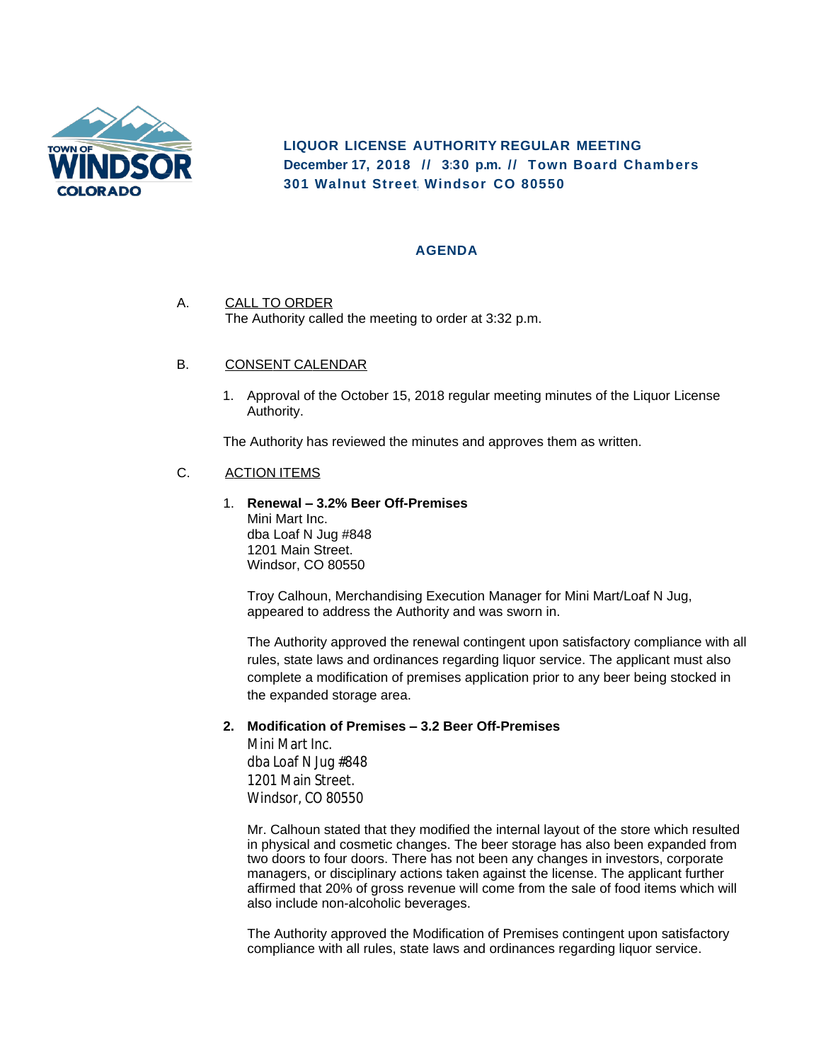**TOWN OF WINDSOR COLORADO**

## LIQUOR LICENSE AUTHORITY REGULAR MEETING

**December 17, 2018 // 3:30 p.m. // Town Board Chambers**
**301 Walnut Street, Windsor CO 80550**

## AGENDA

A. CALL TO ORDER

The Authority called the meeting to order at 3:32 p.m.

B. CONSENT CALENDAR

1. Approval of the October 15, 2018 regular meeting minutes of the Liquor License Authority.

The Authority has reviewed the minutes and approves them as written.

C. ACTION ITEMS

1. **Renewal – 3.2% Beer Off-Premises**
   Mini Mart Inc.
   dba Loaf N Jug #848
   1201 Main Street.
   Windsor, CO 80550

   Troy Calhoun, Merchandising Execution Manager for Mini Mart/Loaf N Jug, appeared to address the Authority and was sworn in.

   The Authority approved the renewal contingent upon satisfactory compliance with all rules, state laws and ordinances regarding liquor service. The applicant must also complete a modification of premises application prior to any beer being stocked in the expanded storage area.

2. **Modification of Premises – 3.2 Beer Off-Premises**
   Mini Mart Inc.
   dba Loaf N Jug #848
   1201 Main Street.
   Windsor, CO 80550

   Mr. Calhoun stated that they modified the internal layout of the store which resulted in physical and cosmetic changes. The beer storage has also been expanded from two doors to four doors. There has not been any changes in investors, corporate managers, or disciplinary actions taken against the license. The applicant further affirmed that 20% of gross revenue will come from the sale of food items which will also include non-alcoholic beverages.

   The Authority approved the Modification of Premises contingent upon satisfactory compliance with all rules, state laws and ordinances regarding liquor service.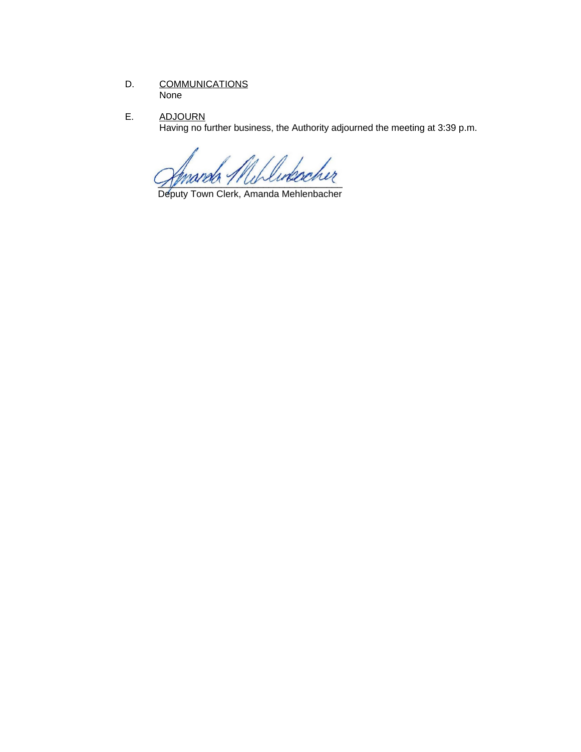D. COMMUNICATIONS
None

E. ADJOURN
Having no further business, the Authority adjourned the meeting at 3:39 p.m.

Deputy Town Clerk, Amanda Mehlenbacher